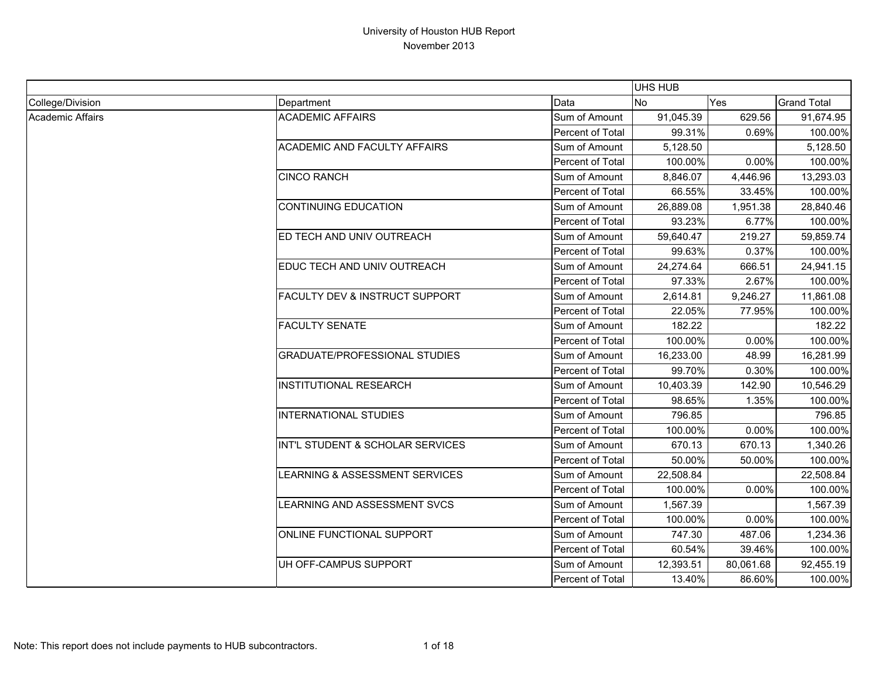# University of Houston HUB Report

November 2013

| | | | UHS HUB | | |
|---|---|---|---|---|---|
| College/Division | Department | Data | No | Yes | Grand Total |
| Academic Affairs | ACADEMIC AFFAIRS | Sum of Amount | 91,045.39 | 629.56 | 91,674.95 |
| | | Percent of Total | 99.31% | 0.69% | 100.00% |
| | ACADEMIC AND FACULTY AFFAIRS | Sum of Amount | 5,128.50 | | 5,128.50 |
| | | Percent of Total | 100.00% | 0.00% | 100.00% |
| | CINCO RANCH | Sum of Amount | 8,846.07 | 4,446.96 | 13,293.03 |
| | | Percent of Total | 66.55% | 33.45% | 100.00% |
| | CONTINUING EDUCATION | Sum of Amount | 26,889.08 | 1,951.38 | 28,840.46 |
| | | Percent of Total | 93.23% | 6.77% | 100.00% |
| | ED TECH AND UNIV OUTREACH | Sum of Amount | 59,640.47 | 219.27 | 59,859.74 |
| | | Percent of Total | 99.63% | 0.37% | 100.00% |
| | EDUC TECH AND UNIV OUTREACH | Sum of Amount | 24,274.64 | 666.51 | 24,941.15 |
| | | Percent of Total | 97.33% | 2.67% | 100.00% |
| | FACULTY DEV & INSTRUCT SUPPORT | Sum of Amount | 2,614.81 | 9,246.27 | 11,861.08 |
| | | Percent of Total | 22.05% | 77.95% | 100.00% |
| | FACULTY SENATE | Sum of Amount | 182.22 | | 182.22 |
| | | Percent of Total | 100.00% | 0.00% | 100.00% |
| | GRADUATE/PROFESSIONAL STUDIES | Sum of Amount | 16,233.00 | 48.99 | 16,281.99 |
| | | Percent of Total | 99.70% | 0.30% | 100.00% |
| | INSTITUTIONAL RESEARCH | Sum of Amount | 10,403.39 | 142.90 | 10,546.29 |
| | | Percent of Total | 98.65% | 1.35% | 100.00% |
| | INTERNATIONAL STUDIES | Sum of Amount | 796.85 | | 796.85 |
| | | Percent of Total | 100.00% | 0.00% | 100.00% |
| | INT'L STUDENT & SCHOLAR SERVICES | Sum of Amount | 670.13 | 670.13 | 1,340.26 |
| | | Percent of Total | 50.00% | 50.00% | 100.00% |
| | LEARNING & ASSESSMENT SERVICES | Sum of Amount | 22,508.84 | | 22,508.84 |
| | | Percent of Total | 100.00% | 0.00% | 100.00% |
| | LEARNING AND ASSESSMENT SVCS | Sum of Amount | 1,567.39 | | 1,567.39 |
| | | Percent of Total | 100.00% | 0.00% | 100.00% |
| | ONLINE FUNCTIONAL SUPPORT | Sum of Amount | 747.30 | 487.06 | 1,234.36 |
| | | Percent of Total | 60.54% | 39.46% | 100.00% |
| | UH OFF-CAMPUS SUPPORT | Sum of Amount | 12,393.51 | 80,061.68 | 92,455.19 |
| | | Percent of Total | 13.40% | 86.60% | 100.00% |

Note: This report does not include payments to HUB subcontractors.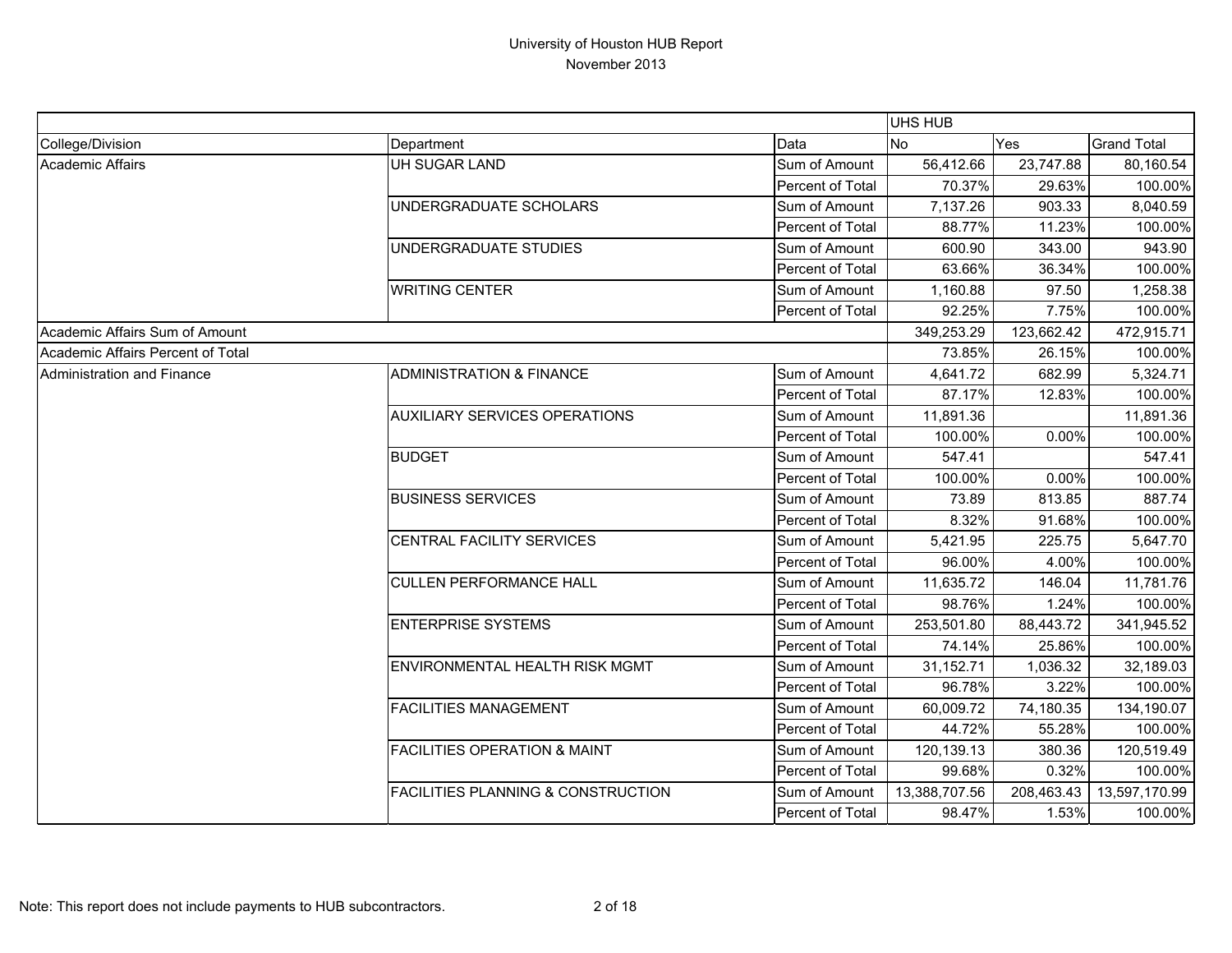# University of Houston HUB Report

November 2013

| | | | UHS HUB | | |
|---|---|---|---|---|---|
| College/Division | Department | Data | No | Yes | Grand Total |
| Academic Affairs | UH SUGAR LAND | Sum of Amount | 56,412.66 | 23,747.88 | 80,160.54 |
| | | Percent of Total | 70.37% | 29.63% | 100.00% |
| | UNDERGRADUATE SCHOLARS | Sum of Amount | 7,137.26 | 903.33 | 8,040.59 |
| | | Percent of Total | 88.77% | 11.23% | 100.00% |
| | UNDERGRADUATE STUDIES | Sum of Amount | 600.90 | 343.00 | 943.90 |
| | | Percent of Total | 63.66% | 36.34% | 100.00% |
| | WRITING CENTER | Sum of Amount | 1,160.88 | 97.50 | 1,258.38 |
| | | Percent of Total | 92.25% | 7.75% | 100.00% |
| Academic Affairs Sum of Amount | | | 349,253.29 | 123,662.42 | 472,915.71 |
| Academic Affairs Percent of Total | | | 73.85% | 26.15% | 100.00% |
| Administration and Finance | ADMINISTRATION & FINANCE | Sum of Amount | 4,641.72 | 682.99 | 5,324.71 |
| | | Percent of Total | 87.17% | 12.83% | 100.00% |
| | AUXILIARY SERVICES OPERATIONS | Sum of Amount | 11,891.36 | | 11,891.36 |
| | | Percent of Total | 100.00% | 0.00% | 100.00% |
| | BUDGET | Sum of Amount | 547.41 | | 547.41 |
| | | Percent of Total | 100.00% | 0.00% | 100.00% |
| | BUSINESS SERVICES | Sum of Amount | 73.89 | 813.85 | 887.74 |
| | | Percent of Total | 8.32% | 91.68% | 100.00% |
| | CENTRAL FACILITY SERVICES | Sum of Amount | 5,421.95 | 225.75 | 5,647.70 |
| | | Percent of Total | 96.00% | 4.00% | 100.00% |
| | CULLEN PERFORMANCE HALL | Sum of Amount | 11,635.72 | 146.04 | 11,781.76 |
| | | Percent of Total | 98.76% | 1.24% | 100.00% |
| | ENTERPRISE SYSTEMS | Sum of Amount | 253,501.80 | 88,443.72 | 341,945.52 |
| | | Percent of Total | 74.14% | 25.86% | 100.00% |
| | ENVIRONMENTAL HEALTH RISK MGMT | Sum of Amount | 31,152.71 | 1,036.32 | 32,189.03 |
| | | Percent of Total | 96.78% | 3.22% | 100.00% |
| | FACILITIES MANAGEMENT | Sum of Amount | 60,009.72 | 74,180.35 | 134,190.07 |
| | | Percent of Total | 44.72% | 55.28% | 100.00% |
| | FACILITIES OPERATION & MAINT | Sum of Amount | 120,139.13 | 380.36 | 120,519.49 |
| | | Percent of Total | 99.68% | 0.32% | 100.00% |
| | FACILITIES PLANNING & CONSTRUCTION | Sum of Amount | 13,388,707.56 | 208,463.43 | 13,597,170.99 |
| | | Percent of Total | 98.47% | 1.53% | 100.00% |

Note: This report does not include payments to HUB subcontractors.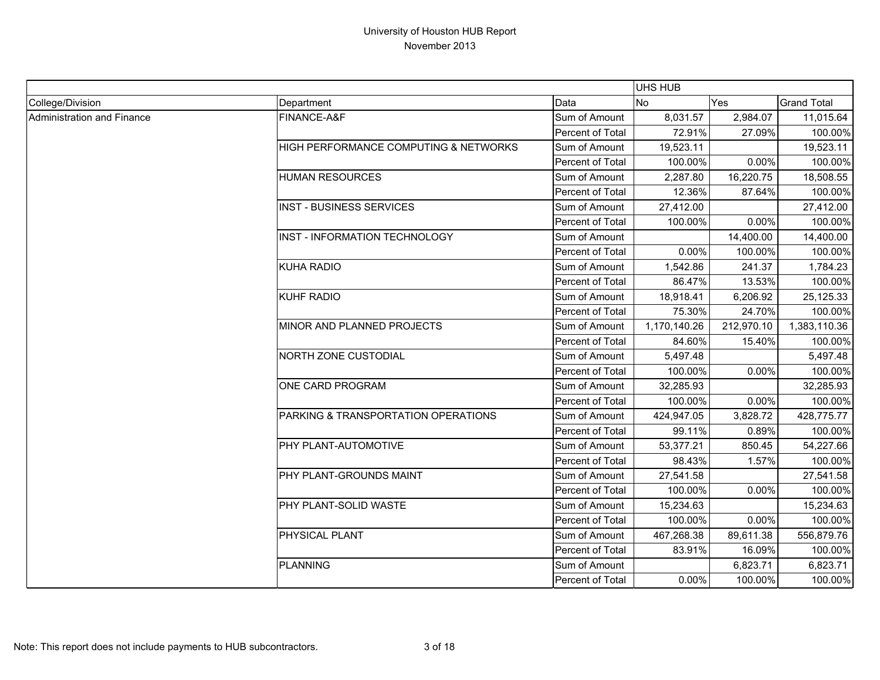# University of Houston HUB Report

November 2013

| | | | UHS HUB | | |
|---|---|---|---|---|---|
| College/Division | Department | Data | No | Yes | Grand Total |
| Administration and Finance | FINANCE-A&F | Sum of Amount | 8,031.57 | 2,984.07 | 11,015.64 |
| | | Percent of Total | 72.91% | 27.09% | 100.00% |
| | HIGH PERFORMANCE COMPUTING & NETWORKS | Sum of Amount | 19,523.11 | | 19,523.11 |
| | | Percent of Total | 100.00% | 0.00% | 100.00% |
| | HUMAN RESOURCES | Sum of Amount | 2,287.80 | 16,220.75 | 18,508.55 |
| | | Percent of Total | 12.36% | 87.64% | 100.00% |
| | INST - BUSINESS SERVICES | Sum of Amount | 27,412.00 | | 27,412.00 |
| | | Percent of Total | 100.00% | 0.00% | 100.00% |
| | INST - INFORMATION TECHNOLOGY | Sum of Amount | | 14,400.00 | 14,400.00 |
| | | Percent of Total | 0.00% | 100.00% | 100.00% |
| | KUHA RADIO | Sum of Amount | 1,542.86 | 241.37 | 1,784.23 |
| | | Percent of Total | 86.47% | 13.53% | 100.00% |
| | KUHF RADIO | Sum of Amount | 18,918.41 | 6,206.92 | 25,125.33 |
| | | Percent of Total | 75.30% | 24.70% | 100.00% |
| | MINOR AND PLANNED PROJECTS | Sum of Amount | 1,170,140.26 | 212,970.10 | 1,383,110.36 |
| | | Percent of Total | 84.60% | 15.40% | 100.00% |
| | NORTH ZONE CUSTODIAL | Sum of Amount | 5,497.48 | | 5,497.48 |
| | | Percent of Total | 100.00% | 0.00% | 100.00% |
| | ONE CARD PROGRAM | Sum of Amount | 32,285.93 | | 32,285.93 |
| | | Percent of Total | 100.00% | 0.00% | 100.00% |
| | PARKING & TRANSPORTATION OPERATIONS | Sum of Amount | 424,947.05 | 3,828.72 | 428,775.77 |
| | | Percent of Total | 99.11% | 0.89% | 100.00% |
| | PHY PLANT-AUTOMOTIVE | Sum of Amount | 53,377.21 | 850.45 | 54,227.66 |
| | | Percent of Total | 98.43% | 1.57% | 100.00% |
| | PHY PLANT-GROUNDS MAINT | Sum of Amount | 27,541.58 | | 27,541.58 |
| | | Percent of Total | 100.00% | 0.00% | 100.00% |
| | PHY PLANT-SOLID WASTE | Sum of Amount | 15,234.63 | | 15,234.63 |
| | | Percent of Total | 100.00% | 0.00% | 100.00% |
| | PHYSICAL PLANT | Sum of Amount | 467,268.38 | 89,611.38 | 556,879.76 |
| | | Percent of Total | 83.91% | 16.09% | 100.00% |
| | PLANNING | Sum of Amount | | 6,823.71 | 6,823.71 |
| | | Percent of Total | 0.00% | 100.00% | 100.00% |

Note: This report does not include payments to HUB subcontractors.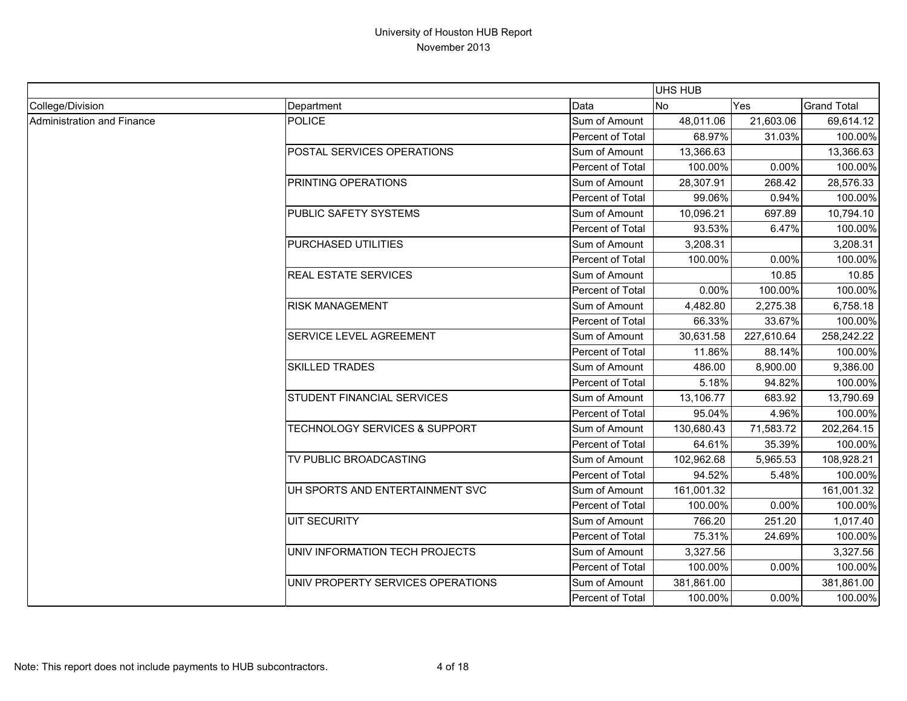# University of Houston HUB Report

November 2013

| | | | UHS HUB | | |
|---|---|---|---|---|---|
| College/Division | Department | Data | No | Yes | Grand Total |
| Administration and Finance | POLICE | Sum of Amount | 48,011.06 | 21,603.06 | 69,614.12 |
| | | Percent of Total | 68.97% | 31.03% | 100.00% |
| | POSTAL SERVICES OPERATIONS | Sum of Amount | 13,366.63 | | 13,366.63 |
| | | Percent of Total | 100.00% | 0.00% | 100.00% |
| | PRINTING OPERATIONS | Sum of Amount | 28,307.91 | 268.42 | 28,576.33 |
| | | Percent of Total | 99.06% | 0.94% | 100.00% |
| | PUBLIC SAFETY SYSTEMS | Sum of Amount | 10,096.21 | 697.89 | 10,794.10 |
| | | Percent of Total | 93.53% | 6.47% | 100.00% |
| | PURCHASED UTILITIES | Sum of Amount | 3,208.31 | | 3,208.31 |
| | | Percent of Total | 100.00% | 0.00% | 100.00% |
| | REAL ESTATE SERVICES | Sum of Amount | | 10.85 | 10.85 |
| | | Percent of Total | 0.00% | 100.00% | 100.00% |
| | RISK MANAGEMENT | Sum of Amount | 4,482.80 | 2,275.38 | 6,758.18 |
| | | Percent of Total | 66.33% | 33.67% | 100.00% |
| | SERVICE LEVEL AGREEMENT | Sum of Amount | 30,631.58 | 227,610.64 | 258,242.22 |
| | | Percent of Total | 11.86% | 88.14% | 100.00% |
| | SKILLED TRADES | Sum of Amount | 486.00 | 8,900.00 | 9,386.00 |
| | | Percent of Total | 5.18% | 94.82% | 100.00% |
| | STUDENT FINANCIAL SERVICES | Sum of Amount | 13,106.77 | 683.92 | 13,790.69 |
| | | Percent of Total | 95.04% | 4.96% | 100.00% |
| | TECHNOLOGY SERVICES & SUPPORT | Sum of Amount | 130,680.43 | 71,583.72 | 202,264.15 |
| | | Percent of Total | 64.61% | 35.39% | 100.00% |
| | TV PUBLIC BROADCASTING | Sum of Amount | 102,962.68 | 5,965.53 | 108,928.21 |
| | | Percent of Total | 94.52% | 5.48% | 100.00% |
| | UH SPORTS AND ENTERTAINMENT SVC | Sum of Amount | 161,001.32 | | 161,001.32 |
| | | Percent of Total | 100.00% | 0.00% | 100.00% |
| | UIT SECURITY | Sum of Amount | 766.20 | 251.20 | 1,017.40 |
| | | Percent of Total | 75.31% | 24.69% | 100.00% |
| | UNIV INFORMATION TECH PROJECTS | Sum of Amount | 3,327.56 | | 3,327.56 |
| | | Percent of Total | 100.00% | 0.00% | 100.00% |
| | UNIV PROPERTY SERVICES OPERATIONS | Sum of Amount | 381,861.00 | | 381,861.00 |
| | | Percent of Total | 100.00% | 0.00% | 100.00% |

Note: This report does not include payments to HUB subcontractors.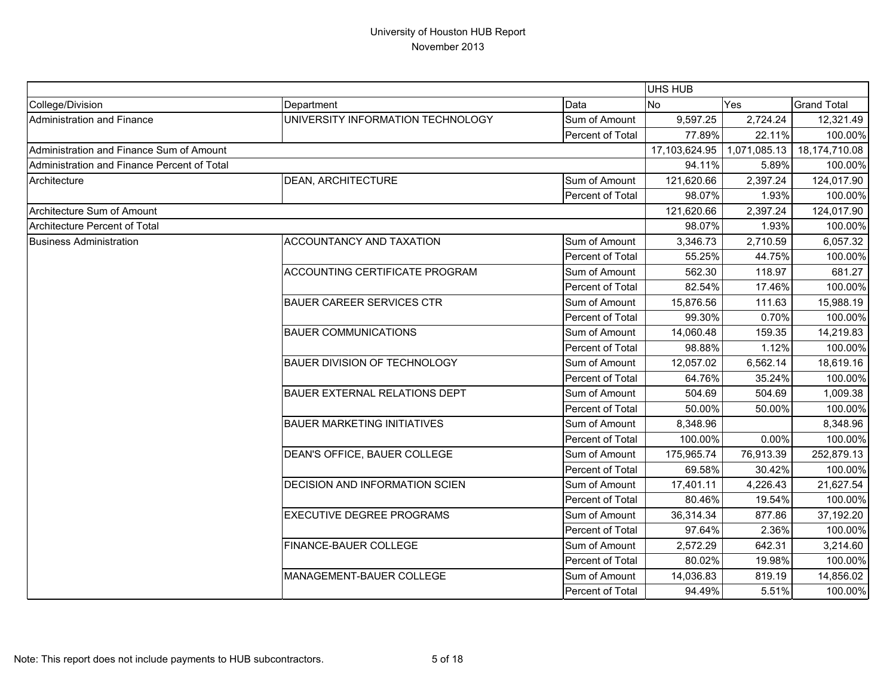# University of Houston HUB Report
November 2013

| | | | UHS HUB | | |
|---|---|---|---|---|---|
| College/Division | Department | Data | No | Yes | Grand Total |
| Administration and Finance | UNIVERSITY INFORMATION TECHNOLOGY | Sum of Amount | 9,597.25 | 2,724.24 | 12,321.49 |
| | | Percent of Total | 77.89% | 22.11% | 100.00% |
| Administration and Finance Sum of Amount | | | 17,103,624.95 | 1,071,085.13 | 18,174,710.08 |
| Administration and Finance Percent of Total | | | 94.11% | 5.89% | 100.00% |
| Architecture | DEAN, ARCHITECTURE | Sum of Amount | 121,620.66 | 2,397.24 | 124,017.90 |
| | | Percent of Total | 98.07% | 1.93% | 100.00% |
| Architecture Sum of Amount | | | 121,620.66 | 2,397.24 | 124,017.90 |
| Architecture Percent of Total | | | 98.07% | 1.93% | 100.00% |
| Business Administration | ACCOUNTANCY AND TAXATION | Sum of Amount | 3,346.73 | 2,710.59 | 6,057.32 |
| | | Percent of Total | 55.25% | 44.75% | 100.00% |
| | ACCOUNTING CERTIFICATE PROGRAM | Sum of Amount | 562.30 | 118.97 | 681.27 |
| | | Percent of Total | 82.54% | 17.46% | 100.00% |
| | BAUER CAREER SERVICES CTR | Sum of Amount | 15,876.56 | 111.63 | 15,988.19 |
| | | Percent of Total | 99.30% | 0.70% | 100.00% |
| | BAUER COMMUNICATIONS | Sum of Amount | 14,060.48 | 159.35 | 14,219.83 |
| | | Percent of Total | 98.88% | 1.12% | 100.00% |
| | BAUER DIVISION OF TECHNOLOGY | Sum of Amount | 12,057.02 | 6,562.14 | 18,619.16 |
| | | Percent of Total | 64.76% | 35.24% | 100.00% |
| | BAUER EXTERNAL RELATIONS DEPT | Sum of Amount | 504.69 | 504.69 | 1,009.38 |
| | | Percent of Total | 50.00% | 50.00% | 100.00% |
| | BAUER MARKETING INITIATIVES | Sum of Amount | 8,348.96 | | 8,348.96 |
| | | Percent of Total | 100.00% | 0.00% | 100.00% |
| | DEAN'S OFFICE, BAUER COLLEGE | Sum of Amount | 175,965.74 | 76,913.39 | 252,879.13 |
| | | Percent of Total | 69.58% | 30.42% | 100.00% |
| | DECISION AND INFORMATION SCIEN | Sum of Amount | 17,401.11 | 4,226.43 | 21,627.54 |
| | | Percent of Total | 80.46% | 19.54% | 100.00% |
| | EXECUTIVE DEGREE PROGRAMS | Sum of Amount | 36,314.34 | 877.86 | 37,192.20 |
| | | Percent of Total | 97.64% | 2.36% | 100.00% |
| | FINANCE-BAUER COLLEGE | Sum of Amount | 2,572.29 | 642.31 | 3,214.60 |
| | | Percent of Total | 80.02% | 19.98% | 100.00% |
| | MANAGEMENT-BAUER COLLEGE | Sum of Amount | 14,036.83 | 819.19 | 14,856.02 |
| | | Percent of Total | 94.49% | 5.51% | 100.00% |

Note: This report does not include payments to HUB subcontractors.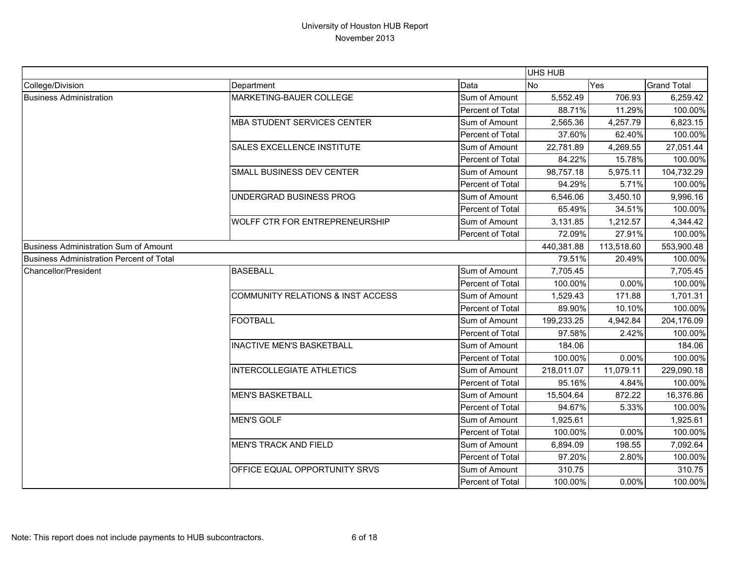# University of Houston HUB Report

November 2013

| | | | UHS HUB | | |
|---|---|---|---|---|---|
| College/Division | Department | Data | No | Yes | Grand Total |
| Business Administration | MARKETING-BAUER COLLEGE | Sum of Amount | 5,552.49 | 706.93 | 6,259.42 |
| | | Percent of Total | 88.71% | 11.29% | 100.00% |
| | MBA STUDENT SERVICES CENTER | Sum of Amount | 2,565.36 | 4,257.79 | 6,823.15 |
| | | Percent of Total | 37.60% | 62.40% | 100.00% |
| | SALES EXCELLENCE INSTITUTE | Sum of Amount | 22,781.89 | 4,269.55 | 27,051.44 |
| | | Percent of Total | 84.22% | 15.78% | 100.00% |
| | SMALL BUSINESS DEV CENTER | Sum of Amount | 98,757.18 | 5,975.11 | 104,732.29 |
| | | Percent of Total | 94.29% | 5.71% | 100.00% |
| | UNDERGRAD BUSINESS PROG | Sum of Amount | 6,546.06 | 3,450.10 | 9,996.16 |
| | | Percent of Total | 65.49% | 34.51% | 100.00% |
| | WOLFF CTR FOR ENTREPRENEURSHIP | Sum of Amount | 3,131.85 | 1,212.57 | 4,344.42 |
| | | Percent of Total | 72.09% | 27.91% | 100.00% |
| Business Administration Sum of Amount | | | 440,381.88 | 113,518.60 | 553,900.48 |
| Business Administration Percent of Total | | | 79.51% | 20.49% | 100.00% |
| Chancellor/President | BASEBALL | Sum of Amount | 7,705.45 | | 7,705.45 |
| | | Percent of Total | 100.00% | 0.00% | 100.00% |
| | COMMUNITY RELATIONS & INST ACCESS | Sum of Amount | 1,529.43 | 171.88 | 1,701.31 |
| | | Percent of Total | 89.90% | 10.10% | 100.00% |
| | FOOTBALL | Sum of Amount | 199,233.25 | 4,942.84 | 204,176.09 |
| | | Percent of Total | 97.58% | 2.42% | 100.00% |
| | INACTIVE MEN'S BASKETBALL | Sum of Amount | 184.06 | | 184.06 |
| | | Percent of Total | 100.00% | 0.00% | 100.00% |
| | INTERCOLLEGIATE ATHLETICS | Sum of Amount | 218,011.07 | 11,079.11 | 229,090.18 |
| | | Percent of Total | 95.16% | 4.84% | 100.00% |
| | MEN'S BASKETBALL | Sum of Amount | 15,504.64 | 872.22 | 16,376.86 |
| | | Percent of Total | 94.67% | 5.33% | 100.00% |
| | MEN'S GOLF | Sum of Amount | 1,925.61 | | 1,925.61 |
| | | Percent of Total | 100.00% | 0.00% | 100.00% |
| | MEN'S TRACK AND FIELD | Sum of Amount | 6,894.09 | 198.55 | 7,092.64 |
| | | Percent of Total | 97.20% | 2.80% | 100.00% |
| | OFFICE EQUAL OPPORTUNITY SRVS | Sum of Amount | 310.75 | | 310.75 |
| | | Percent of Total | 100.00% | 0.00% | 100.00% |

Note: This report does not include payments to HUB subcontractors.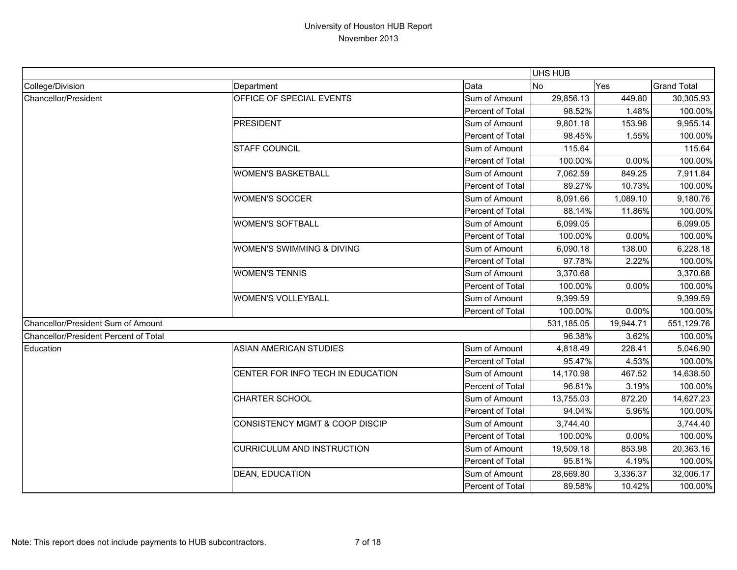# University of Houston HUB Report

November 2013

| | | | UHS HUB | | |
|---|---|---|---|---|---|
| College/Division | Department | Data | No | Yes | Grand Total |
| Chancellor/President | OFFICE OF SPECIAL EVENTS | Sum of Amount | 29,856.13 | 449.80 | 30,305.93 |
| | | Percent of Total | 98.52% | 1.48% | 100.00% |
| | PRESIDENT | Sum of Amount | 9,801.18 | 153.96 | 9,955.14 |
| | | Percent of Total | 98.45% | 1.55% | 100.00% |
| | STAFF COUNCIL | Sum of Amount | 115.64 | | 115.64 |
| | | Percent of Total | 100.00% | 0.00% | 100.00% |
| | WOMEN'S BASKETBALL | Sum of Amount | 7,062.59 | 849.25 | 7,911.84 |
| | | Percent of Total | 89.27% | 10.73% | 100.00% |
| | WOMEN'S SOCCER | Sum of Amount | 8,091.66 | 1,089.10 | 9,180.76 |
| | | Percent of Total | 88.14% | 11.86% | 100.00% |
| | WOMEN'S SOFTBALL | Sum of Amount | 6,099.05 | | 6,099.05 |
| | | Percent of Total | 100.00% | 0.00% | 100.00% |
| | WOMEN'S SWIMMING & DIVING | Sum of Amount | 6,090.18 | 138.00 | 6,228.18 |
| | | Percent of Total | 97.78% | 2.22% | 100.00% |
| | WOMEN'S TENNIS | Sum of Amount | 3,370.68 | | 3,370.68 |
| | | Percent of Total | 100.00% | 0.00% | 100.00% |
| | WOMEN'S VOLLEYBALL | Sum of Amount | 9,399.59 | | 9,399.59 |
| | | Percent of Total | 100.00% | 0.00% | 100.00% |
| Chancellor/President Sum of Amount | | | 531,185.05 | 19,944.71 | 551,129.76 |
| Chancellor/President Percent of Total | | | 96.38% | 3.62% | 100.00% |
| Education | ASIAN AMERICAN STUDIES | Sum of Amount | 4,818.49 | 228.41 | 5,046.90 |
| | | Percent of Total | 95.47% | 4.53% | 100.00% |
| | CENTER FOR INFO TECH IN EDUCATION | Sum of Amount | 14,170.98 | 467.52 | 14,638.50 |
| | | Percent of Total | 96.81% | 3.19% | 100.00% |
| | CHARTER SCHOOL | Sum of Amount | 13,755.03 | 872.20 | 14,627.23 |
| | | Percent of Total | 94.04% | 5.96% | 100.00% |
| | CONSISTENCY MGMT & COOP DISCIP | Sum of Amount | 3,744.40 | | 3,744.40 |
| | | Percent of Total | 100.00% | 0.00% | 100.00% |
| | CURRICULUM AND INSTRUCTION | Sum of Amount | 19,509.18 | 853.98 | 20,363.16 |
| | | Percent of Total | 95.81% | 4.19% | 100.00% |
| | DEAN, EDUCATION | Sum of Amount | 28,669.80 | 3,336.37 | 32,006.17 |
| | | Percent of Total | 89.58% | 10.42% | 100.00% |

Note: This report does not include payments to HUB subcontractors.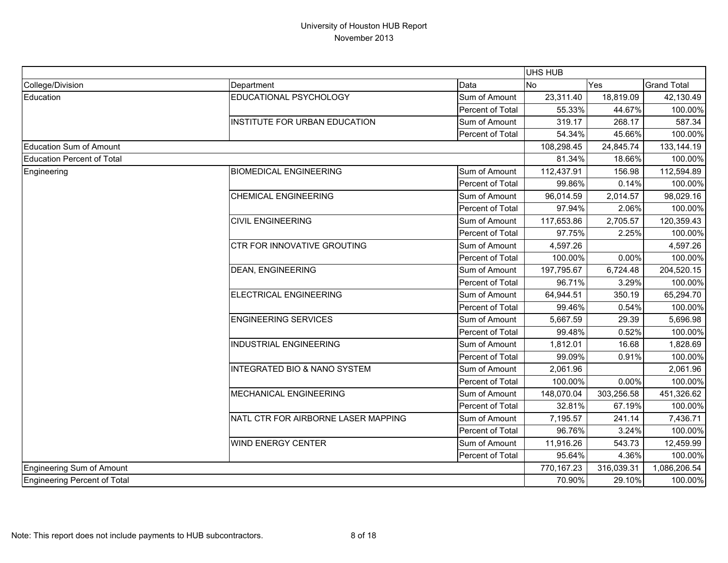# University of Houston HUB Report

November 2013

| | | | UHS HUB | | |
|---|---|---|---|---|---|
| College/Division | Department | Data | No | Yes | Grand Total |
| Education | EDUCATIONAL PSYCHOLOGY | Sum of Amount | 23,311.40 | 18,819.09 | 42,130.49 |
| | | Percent of Total | 55.33% | 44.67% | 100.00% |
| | INSTITUTE FOR URBAN EDUCATION | Sum of Amount | 319.17 | 268.17 | 587.34 |
| | | Percent of Total | 54.34% | 45.66% | 100.00% |
| Education Sum of Amount | | | 108,298.45 | 24,845.74 | 133,144.19 |
| Education Percent of Total | | | 81.34% | 18.66% | 100.00% |
| Engineering | BIOMEDICAL ENGINEERING | Sum of Amount | 112,437.91 | 156.98 | 112,594.89 |
| | | Percent of Total | 99.86% | 0.14% | 100.00% |
| | CHEMICAL ENGINEERING | Sum of Amount | 96,014.59 | 2,014.57 | 98,029.16 |
| | | Percent of Total | 97.94% | 2.06% | 100.00% |
| | CIVIL ENGINEERING | Sum of Amount | 117,653.86 | 2,705.57 | 120,359.43 |
| | | Percent of Total | 97.75% | 2.25% | 100.00% |
| | CTR FOR INNOVATIVE GROUTING | Sum of Amount | 4,597.26 | | 4,597.26 |
| | | Percent of Total | 100.00% | 0.00% | 100.00% |
| | DEAN, ENGINEERING | Sum of Amount | 197,795.67 | 6,724.48 | 204,520.15 |
| | | Percent of Total | 96.71% | 3.29% | 100.00% |
| | ELECTRICAL ENGINEERING | Sum of Amount | 64,944.51 | 350.19 | 65,294.70 |
| | | Percent of Total | 99.46% | 0.54% | 100.00% |
| | ENGINEERING SERVICES | Sum of Amount | 5,667.59 | 29.39 | 5,696.98 |
| | | Percent of Total | 99.48% | 0.52% | 100.00% |
| | INDUSTRIAL ENGINEERING | Sum of Amount | 1,812.01 | 16.68 | 1,828.69 |
| | | Percent of Total | 99.09% | 0.91% | 100.00% |
| | INTEGRATED BIO & NANO SYSTEM | Sum of Amount | 2,061.96 | | 2,061.96 |
| | | Percent of Total | 100.00% | 0.00% | 100.00% |
| | MECHANICAL ENGINEERING | Sum of Amount | 148,070.04 | 303,256.58 | 451,326.62 |
| | | Percent of Total | 32.81% | 67.19% | 100.00% |
| | NATL CTR FOR AIRBORNE LASER MAPPING | Sum of Amount | 7,195.57 | 241.14 | 7,436.71 |
| | | Percent of Total | 96.76% | 3.24% | 100.00% |
| | WIND ENERGY CENTER | Sum of Amount | 11,916.26 | 543.73 | 12,459.99 |
| | | Percent of Total | 95.64% | 4.36% | 100.00% |
| Engineering Sum of Amount | | | 770,167.23 | 316,039.31 | 1,086,206.54 |
| Engineering Percent of Total | | | 70.90% | 29.10% | 100.00% |

Note: This report does not include payments to HUB subcontractors.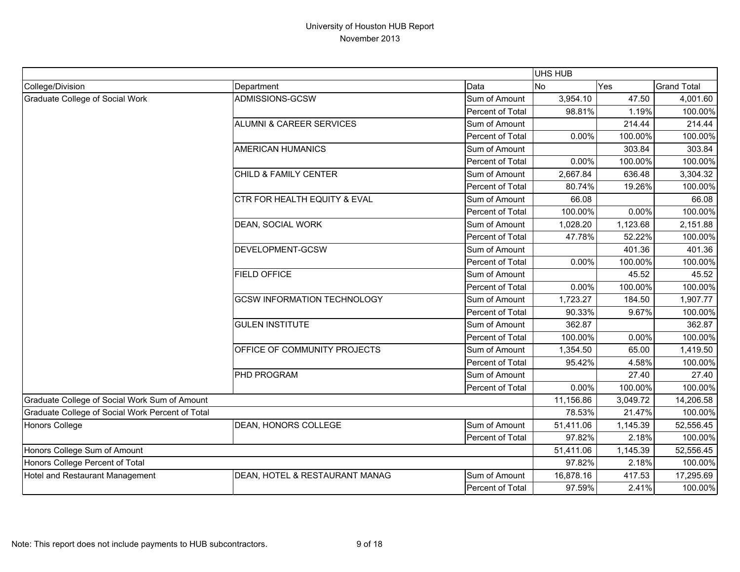# University of Houston HUB Report

November 2013

| | | | UHS HUB | | |
|---|---|---|---|---|---|
| College/Division | Department | Data | No | Yes | Grand Total |
| Graduate College of Social Work | ADMISSIONS-GCSW | Sum of Amount | 3,954.10 | 47.50 | 4,001.60 |
| | | Percent of Total | 98.81% | 1.19% | 100.00% |
| | ALUMNI & CAREER SERVICES | Sum of Amount | | 214.44 | 214.44 |
| | | Percent of Total | 0.00% | 100.00% | 100.00% |
| | AMERICAN HUMANICS | Sum of Amount | | 303.84 | 303.84 |
| | | Percent of Total | 0.00% | 100.00% | 100.00% |
| | CHILD & FAMILY CENTER | Sum of Amount | 2,667.84 | 636.48 | 3,304.32 |
| | | Percent of Total | 80.74% | 19.26% | 100.00% |
| | CTR FOR HEALTH EQUITY & EVAL | Sum of Amount | 66.08 | | 66.08 |
| | | Percent of Total | 100.00% | 0.00% | 100.00% |
| | DEAN, SOCIAL WORK | Sum of Amount | 1,028.20 | 1,123.68 | 2,151.88 |
| | | Percent of Total | 47.78% | 52.22% | 100.00% |
| | DEVELOPMENT-GCSW | Sum of Amount | | 401.36 | 401.36 |
| | | Percent of Total | 0.00% | 100.00% | 100.00% |
| | FIELD OFFICE | Sum of Amount | | 45.52 | 45.52 |
| | | Percent of Total | 0.00% | 100.00% | 100.00% |
| | GCSW INFORMATION TECHNOLOGY | Sum of Amount | 1,723.27 | 184.50 | 1,907.77 |
| | | Percent of Total | 90.33% | 9.67% | 100.00% |
| | GULEN INSTITUTE | Sum of Amount | 362.87 | | 362.87 |
| | | Percent of Total | 100.00% | 0.00% | 100.00% |
| | OFFICE OF COMMUNITY PROJECTS | Sum of Amount | 1,354.50 | 65.00 | 1,419.50 |
| | | Percent of Total | 95.42% | 4.58% | 100.00% |
| | PHD PROGRAM | Sum of Amount | | 27.40 | 27.40 |
| | | Percent of Total | 0.00% | 100.00% | 100.00% |
| Graduate College of Social Work Sum of Amount | | | 11,156.86 | 3,049.72 | 14,206.58 |
| Graduate College of Social Work Percent of Total | | | 78.53% | 21.47% | 100.00% |
| Honors College | DEAN, HONORS COLLEGE | Sum of Amount | 51,411.06 | 1,145.39 | 52,556.45 |
| | | Percent of Total | 97.82% | 2.18% | 100.00% |
| Honors College Sum of Amount | | | 51,411.06 | 1,145.39 | 52,556.45 |
| Honors College Percent of Total | | | 97.82% | 2.18% | 100.00% |
| Hotel and Restaurant Management | DEAN, HOTEL & RESTAURANT MANAG | Sum of Amount | 16,878.16 | 417.53 | 17,295.69 |
| | | Percent of Total | 97.59% | 2.41% | 100.00% |

Note: This report does not include payments to HUB subcontractors.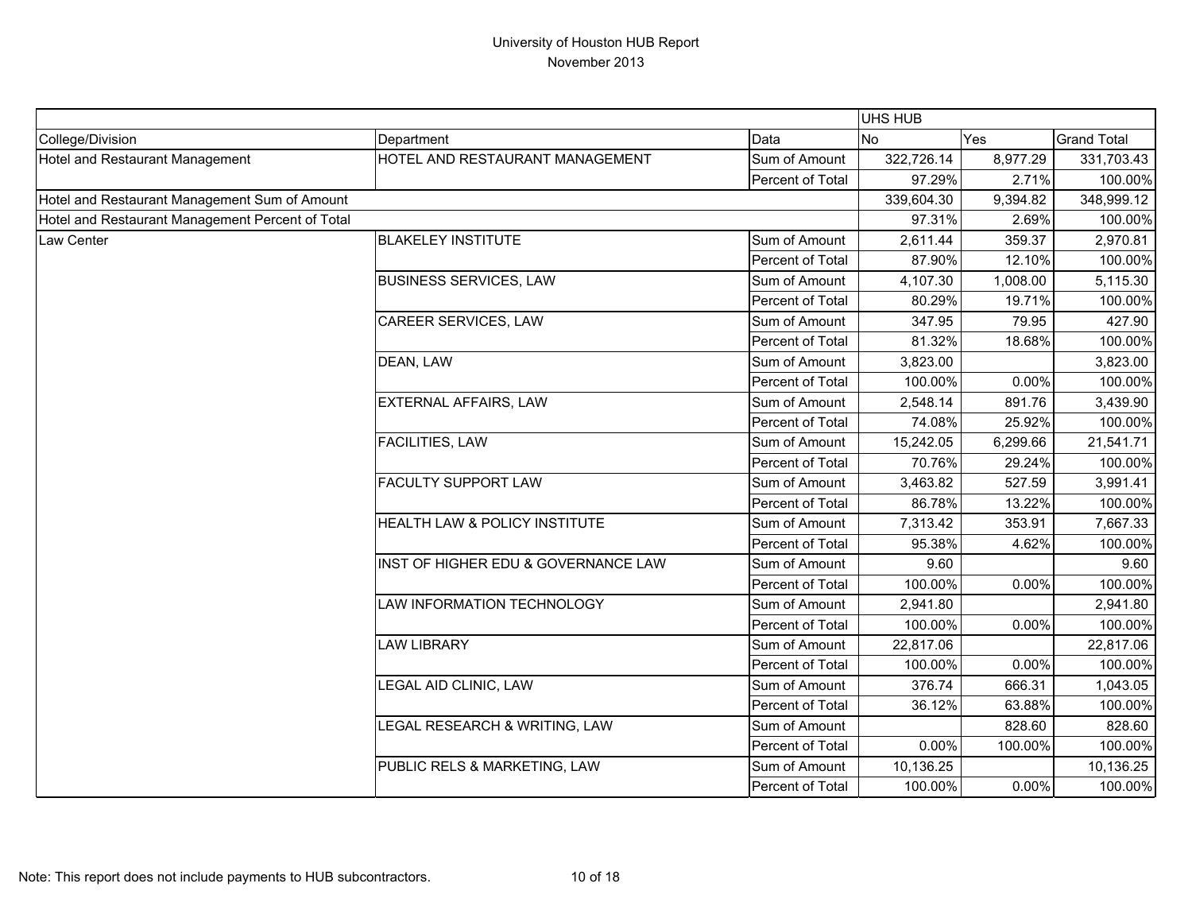# University of Houston HUB Report
November 2013

| | | | UHS HUB | | |
|---|---|---|---|---|---|
| College/Division | Department | Data | No | Yes | Grand Total |
| Hotel and Restaurant Management | HOTEL AND RESTAURANT MANAGEMENT | Sum of Amount | 322,726.14 | 8,977.29 | 331,703.43 |
| | | Percent of Total | 97.29% | 2.71% | 100.00% |
| Hotel and Restaurant Management Sum of Amount | | | 339,604.30 | 9,394.82 | 348,999.12 |
| Hotel and Restaurant Management Percent of Total | | | 97.31% | 2.69% | 100.00% |
| Law Center | BLAKELEY INSTITUTE | Sum of Amount | 2,611.44 | 359.37 | 2,970.81 |
| | | Percent of Total | 87.90% | 12.10% | 100.00% |
| | BUSINESS SERVICES, LAW | Sum of Amount | 4,107.30 | 1,008.00 | 5,115.30 |
| | | Percent of Total | 80.29% | 19.71% | 100.00% |
| | CAREER SERVICES, LAW | Sum of Amount | 347.95 | 79.95 | 427.90 |
| | | Percent of Total | 81.32% | 18.68% | 100.00% |
| | DEAN, LAW | Sum of Amount | 3,823.00 | | 3,823.00 |
| | | Percent of Total | 100.00% | 0.00% | 100.00% |
| | EXTERNAL AFFAIRS, LAW | Sum of Amount | 2,548.14 | 891.76 | 3,439.90 |
| | | Percent of Total | 74.08% | 25.92% | 100.00% |
| | FACILITIES, LAW | Sum of Amount | 15,242.05 | 6,299.66 | 21,541.71 |
| | | Percent of Total | 70.76% | 29.24% | 100.00% |
| | FACULTY SUPPORT LAW | Sum of Amount | 3,463.82 | 527.59 | 3,991.41 |
| | | Percent of Total | 86.78% | 13.22% | 100.00% |
| | HEALTH LAW & POLICY INSTITUTE | Sum of Amount | 7,313.42 | 353.91 | 7,667.33 |
| | | Percent of Total | 95.38% | 4.62% | 100.00% |
| | INST OF HIGHER EDU & GOVERNANCE LAW | Sum of Amount | 9.60 | | 9.60 |
| | | Percent of Total | 100.00% | 0.00% | 100.00% |
| | LAW INFORMATION TECHNOLOGY | Sum of Amount | 2,941.80 | | 2,941.80 |
| | | Percent of Total | 100.00% | 0.00% | 100.00% |
| | LAW LIBRARY | Sum of Amount | 22,817.06 | | 22,817.06 |
| | | Percent of Total | 100.00% | 0.00% | 100.00% |
| | LEGAL AID CLINIC, LAW | Sum of Amount | 376.74 | 666.31 | 1,043.05 |
| | | Percent of Total | 36.12% | 63.88% | 100.00% |
| | LEGAL RESEARCH & WRITING, LAW | Sum of Amount | | 828.60 | 828.60 |
| | | Percent of Total | 0.00% | 100.00% | 100.00% |
| | PUBLIC RELS & MARKETING, LAW | Sum of Amount | 10,136.25 | | 10,136.25 |
| | | Percent of Total | 100.00% | 0.00% | 100.00% |

Note: This report does not include payments to HUB subcontractors.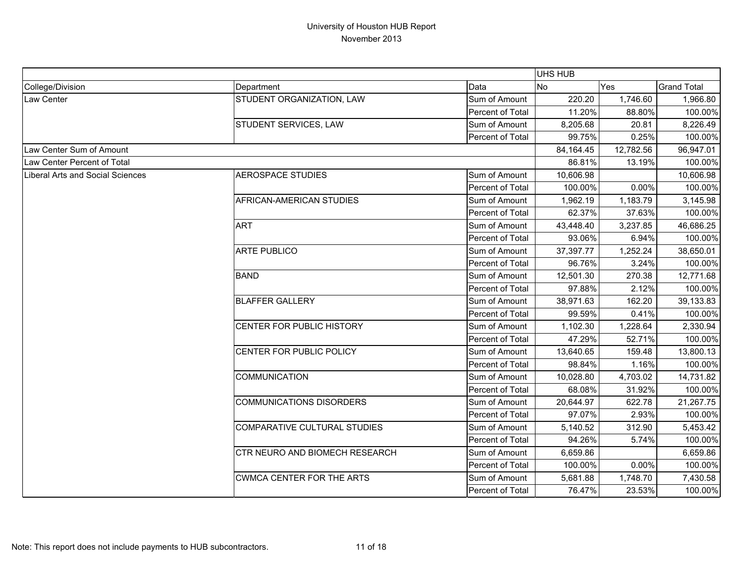# University of Houston HUB Report

November 2013

| | | | UHS HUB | | |
|---|---|---|---|---|---|
| College/Division | Department | Data | No | Yes | Grand Total |
| Law Center | STUDENT ORGANIZATION, LAW | Sum of Amount | 220.20 | 1,746.60 | 1,966.80 |
| | | Percent of Total | 11.20% | 88.80% | 100.00% |
| | STUDENT SERVICES, LAW | Sum of Amount | 8,205.68 | 20.81 | 8,226.49 |
| | | Percent of Total | 99.75% | 0.25% | 100.00% |
| Law Center Sum of Amount | | | 84,164.45 | 12,782.56 | 96,947.01 |
| Law Center Percent of Total | | | 86.81% | 13.19% | 100.00% |
| Liberal Arts and Social Sciences | AEROSPACE STUDIES | Sum of Amount | 10,606.98 | | 10,606.98 |
| | | Percent of Total | 100.00% | 0.00% | 100.00% |
| | AFRICAN-AMERICAN STUDIES | Sum of Amount | 1,962.19 | 1,183.79 | 3,145.98 |
| | | Percent of Total | 62.37% | 37.63% | 100.00% |
| | ART | Sum of Amount | 43,448.40 | 3,237.85 | 46,686.25 |
| | | Percent of Total | 93.06% | 6.94% | 100.00% |
| | ARTE PUBLICO | Sum of Amount | 37,397.77 | 1,252.24 | 38,650.01 |
| | | Percent of Total | 96.76% | 3.24% | 100.00% |
| | BAND | Sum of Amount | 12,501.30 | 270.38 | 12,771.68 |
| | | Percent of Total | 97.88% | 2.12% | 100.00% |
| | BLAFFER GALLERY | Sum of Amount | 38,971.63 | 162.20 | 39,133.83 |
| | | Percent of Total | 99.59% | 0.41% | 100.00% |
| | CENTER FOR PUBLIC HISTORY | Sum of Amount | 1,102.30 | 1,228.64 | 2,330.94 |
| | | Percent of Total | 47.29% | 52.71% | 100.00% |
| | CENTER FOR PUBLIC POLICY | Sum of Amount | 13,640.65 | 159.48 | 13,800.13 |
| | | Percent of Total | 98.84% | 1.16% | 100.00% |
| | COMMUNICATION | Sum of Amount | 10,028.80 | 4,703.02 | 14,731.82 |
| | | Percent of Total | 68.08% | 31.92% | 100.00% |
| | COMMUNICATIONS DISORDERS | Sum of Amount | 20,644.97 | 622.78 | 21,267.75 |
| | | Percent of Total | 97.07% | 2.93% | 100.00% |
| | COMPARATIVE CULTURAL STUDIES | Sum of Amount | 5,140.52 | 312.90 | 5,453.42 |
| | | Percent of Total | 94.26% | 5.74% | 100.00% |
| | CTR NEURO AND BIOMECH RESEARCH | Sum of Amount | 6,659.86 | | 6,659.86 |
| | | Percent of Total | 100.00% | 0.00% | 100.00% |
| | CWMCA CENTER FOR THE ARTS | Sum of Amount | 5,681.88 | 1,748.70 | 7,430.58 |
| | | Percent of Total | 76.47% | 23.53% | 100.00% |

Note: This report does not include payments to HUB subcontractors.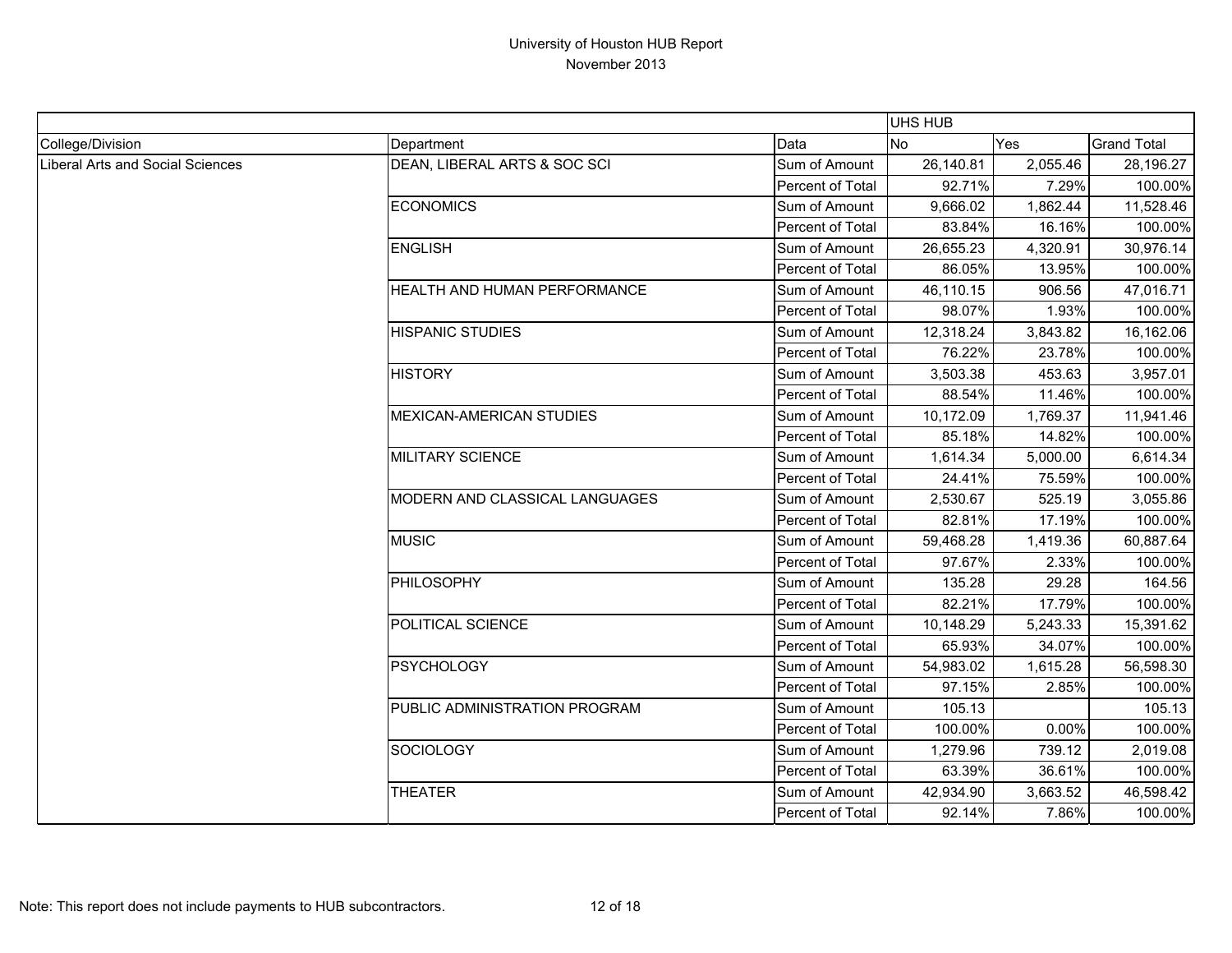# University of Houston HUB Report

November 2013

| | | | UHS HUB | | |
|---|---|---|---|---|---|
| College/Division | Department | Data | No | Yes | Grand Total |
| Liberal Arts and Social Sciences | DEAN, LIBERAL ARTS & SOC SCI | Sum of Amount | 26,140.81 | 2,055.46 | 28,196.27 |
| | | Percent of Total | 92.71% | 7.29% | 100.00% |
| | ECONOMICS | Sum of Amount | 9,666.02 | 1,862.44 | 11,528.46 |
| | | Percent of Total | 83.84% | 16.16% | 100.00% |
| | ENGLISH | Sum of Amount | 26,655.23 | 4,320.91 | 30,976.14 |
| | | Percent of Total | 86.05% | 13.95% | 100.00% |
| | HEALTH AND HUMAN PERFORMANCE | Sum of Amount | 46,110.15 | 906.56 | 47,016.71 |
| | | Percent of Total | 98.07% | 1.93% | 100.00% |
| | HISPANIC STUDIES | Sum of Amount | 12,318.24 | 3,843.82 | 16,162.06 |
| | | Percent of Total | 76.22% | 23.78% | 100.00% |
| | HISTORY | Sum of Amount | 3,503.38 | 453.63 | 3,957.01 |
| | | Percent of Total | 88.54% | 11.46% | 100.00% |
| | MEXICAN-AMERICAN STUDIES | Sum of Amount | 10,172.09 | 1,769.37 | 11,941.46 |
| | | Percent of Total | 85.18% | 14.82% | 100.00% |
| | MILITARY SCIENCE | Sum of Amount | 1,614.34 | 5,000.00 | 6,614.34 |
| | | Percent of Total | 24.41% | 75.59% | 100.00% |
| | MODERN AND CLASSICAL LANGUAGES | Sum of Amount | 2,530.67 | 525.19 | 3,055.86 |
| | | Percent of Total | 82.81% | 17.19% | 100.00% |
| | MUSIC | Sum of Amount | 59,468.28 | 1,419.36 | 60,887.64 |
| | | Percent of Total | 97.67% | 2.33% | 100.00% |
| | PHILOSOPHY | Sum of Amount | 135.28 | 29.28 | 164.56 |
| | | Percent of Total | 82.21% | 17.79% | 100.00% |
| | POLITICAL SCIENCE | Sum of Amount | 10,148.29 | 5,243.33 | 15,391.62 |
| | | Percent of Total | 65.93% | 34.07% | 100.00% |
| | PSYCHOLOGY | Sum of Amount | 54,983.02 | 1,615.28 | 56,598.30 |
| | | Percent of Total | 97.15% | 2.85% | 100.00% |
| | PUBLIC ADMINISTRATION PROGRAM | Sum of Amount | 105.13 | | 105.13 |
| | | Percent of Total | 100.00% | 0.00% | 100.00% |
| | SOCIOLOGY | Sum of Amount | 1,279.96 | 739.12 | 2,019.08 |
| | | Percent of Total | 63.39% | 36.61% | 100.00% |
| | THEATER | Sum of Amount | 42,934.90 | 3,663.52 | 46,598.42 |
| | | Percent of Total | 92.14% | 7.86% | 100.00% |

Note: This report does not include payments to HUB subcontractors.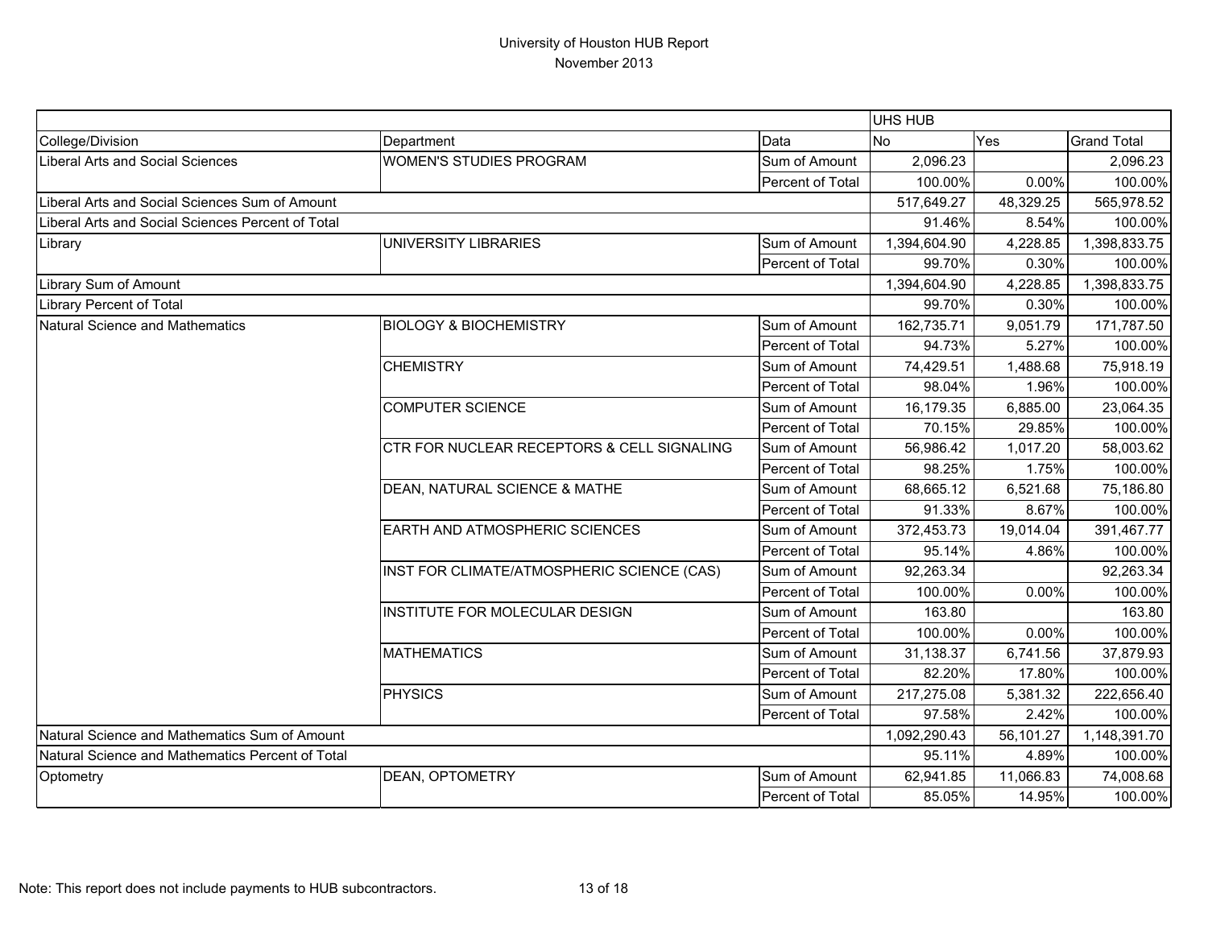# University of Houston HUB Report

November 2013

| | | | UHS HUB | | |
|---|---|---|---|---|---|
| College/Division | Department | Data | No | Yes | Grand Total |
| Liberal Arts and Social Sciences | WOMEN'S STUDIES PROGRAM | Sum of Amount | 2,096.23 | | 2,096.23 |
| | | Percent of Total | 100.00% | 0.00% | 100.00% |
| Liberal Arts and Social Sciences Sum of Amount | | | 517,649.27 | 48,329.25 | 565,978.52 |
| Liberal Arts and Social Sciences Percent of Total | | | 91.46% | 8.54% | 100.00% |
| Library | UNIVERSITY LIBRARIES | Sum of Amount | 1,394,604.90 | 4,228.85 | 1,398,833.75 |
| | | Percent of Total | 99.70% | 0.30% | 100.00% |
| Library Sum of Amount | | | 1,394,604.90 | 4,228.85 | 1,398,833.75 |
| Library Percent of Total | | | 99.70% | 0.30% | 100.00% |
| Natural Science and Mathematics | BIOLOGY & BIOCHEMISTRY | Sum of Amount | 162,735.71 | 9,051.79 | 171,787.50 |
| | | Percent of Total | 94.73% | 5.27% | 100.00% |
| | CHEMISTRY | Sum of Amount | 74,429.51 | 1,488.68 | 75,918.19 |
| | | Percent of Total | 98.04% | 1.96% | 100.00% |
| | COMPUTER SCIENCE | Sum of Amount | 16,179.35 | 6,885.00 | 23,064.35 |
| | | Percent of Total | 70.15% | 29.85% | 100.00% |
| | CTR FOR NUCLEAR RECEPTORS & CELL SIGNALING | Sum of Amount | 56,986.42 | 1,017.20 | 58,003.62 |
| | | Percent of Total | 98.25% | 1.75% | 100.00% |
| | DEAN, NATURAL SCIENCE & MATHE | Sum of Amount | 68,665.12 | 6,521.68 | 75,186.80 |
| | | Percent of Total | 91.33% | 8.67% | 100.00% |
| | EARTH AND ATMOSPHERIC SCIENCES | Sum of Amount | 372,453.73 | 19,014.04 | 391,467.77 |
| | | Percent of Total | 95.14% | 4.86% | 100.00% |
| | INST FOR CLIMATE/ATMOSPHERIC SCIENCE (CAS) | Sum of Amount | 92,263.34 | | 92,263.34 |
| | | Percent of Total | 100.00% | 0.00% | 100.00% |
| | INSTITUTE FOR MOLECULAR DESIGN | Sum of Amount | 163.80 | | 163.80 |
| | | Percent of Total | 100.00% | 0.00% | 100.00% |
| | MATHEMATICS | Sum of Amount | 31,138.37 | 6,741.56 | 37,879.93 |
| | | Percent of Total | 82.20% | 17.80% | 100.00% |
| | PHYSICS | Sum of Amount | 217,275.08 | 5,381.32 | 222,656.40 |
| | | Percent of Total | 97.58% | 2.42% | 100.00% |
| Natural Science and Mathematics Sum of Amount | | | 1,092,290.43 | 56,101.27 | 1,148,391.70 |
| Natural Science and Mathematics Percent of Total | | | 95.11% | 4.89% | 100.00% |
| Optometry | DEAN, OPTOMETRY | Sum of Amount | 62,941.85 | 11,066.83 | 74,008.68 |
| | | Percent of Total | 85.05% | 14.95% | 100.00% |

Note: This report does not include payments to HUB subcontractors.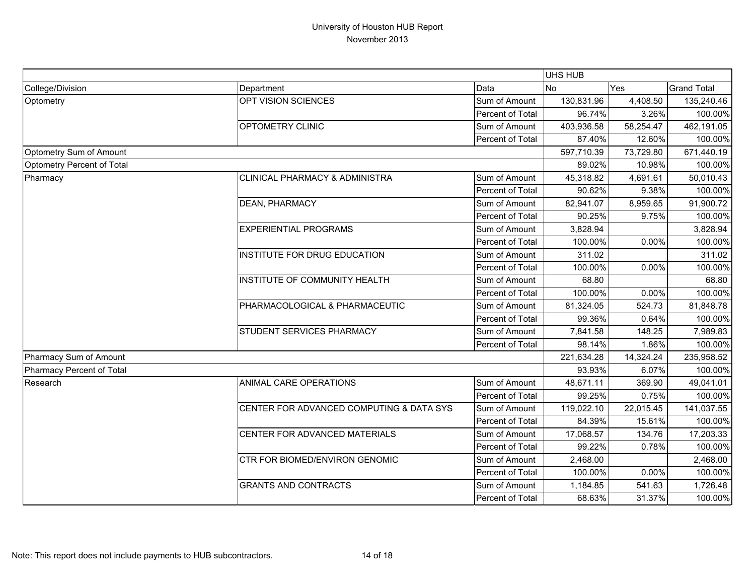# University of Houston HUB Report

November 2013

| | | | UHS HUB | | |
|---|---|---|---|---|---|
| College/Division | Department | Data | No | Yes | Grand Total |
| Optometry | OPT VISION SCIENCES | Sum of Amount | 130,831.96 | 4,408.50 | 135,240.46 |
| | | Percent of Total | 96.74% | 3.26% | 100.00% |
| | OPTOMETRY CLINIC | Sum of Amount | 403,936.58 | 58,254.47 | 462,191.05 |
| | | Percent of Total | 87.40% | 12.60% | 100.00% |
| Optometry Sum of Amount | | | 597,710.39 | 73,729.80 | 671,440.19 |
| Optometry Percent of Total | | | 89.02% | 10.98% | 100.00% |
| Pharmacy | CLINICAL PHARMACY & ADMINISTRA | Sum of Amount | 45,318.82 | 4,691.61 | 50,010.43 |
| | | Percent of Total | 90.62% | 9.38% | 100.00% |
| | DEAN, PHARMACY | Sum of Amount | 82,941.07 | 8,959.65 | 91,900.72 |
| | | Percent of Total | 90.25% | 9.75% | 100.00% |
| | EXPERIENTIAL PROGRAMS | Sum of Amount | 3,828.94 | | 3,828.94 |
| | | Percent of Total | 100.00% | 0.00% | 100.00% |
| | INSTITUTE FOR DRUG EDUCATION | Sum of Amount | 311.02 | | 311.02 |
| | | Percent of Total | 100.00% | 0.00% | 100.00% |
| | INSTITUTE OF COMMUNITY HEALTH | Sum of Amount | 68.80 | | 68.80 |
| | | Percent of Total | 100.00% | 0.00% | 100.00% |
| | PHARMACOLOGICAL & PHARMACEUTIC | Sum of Amount | 81,324.05 | 524.73 | 81,848.78 |
| | | Percent of Total | 99.36% | 0.64% | 100.00% |
| | STUDENT SERVICES PHARMACY | Sum of Amount | 7,841.58 | 148.25 | 7,989.83 |
| | | Percent of Total | 98.14% | 1.86% | 100.00% |
| Pharmacy Sum of Amount | | | 221,634.28 | 14,324.24 | 235,958.52 |
| Pharmacy Percent of Total | | | 93.93% | 6.07% | 100.00% |
| Research | ANIMAL CARE OPERATIONS | Sum of Amount | 48,671.11 | 369.90 | 49,041.01 |
| | | Percent of Total | 99.25% | 0.75% | 100.00% |
| | CENTER FOR ADVANCED COMPUTING & DATA SYS | Sum of Amount | 119,022.10 | 22,015.45 | 141,037.55 |
| | | Percent of Total | 84.39% | 15.61% | 100.00% |
| | CENTER FOR ADVANCED MATERIALS | Sum of Amount | 17,068.57 | 134.76 | 17,203.33 |
| | | Percent of Total | 99.22% | 0.78% | 100.00% |
| | CTR FOR BIOMED/ENVIRON GENOMIC | Sum of Amount | 2,468.00 | | 2,468.00 |
| | | Percent of Total | 100.00% | 0.00% | 100.00% |
| | GRANTS AND CONTRACTS | Sum of Amount | 1,184.85 | 541.63 | 1,726.48 |
| | | Percent of Total | 68.63% | 31.37% | 100.00% |

Note: This report does not include payments to HUB subcontractors.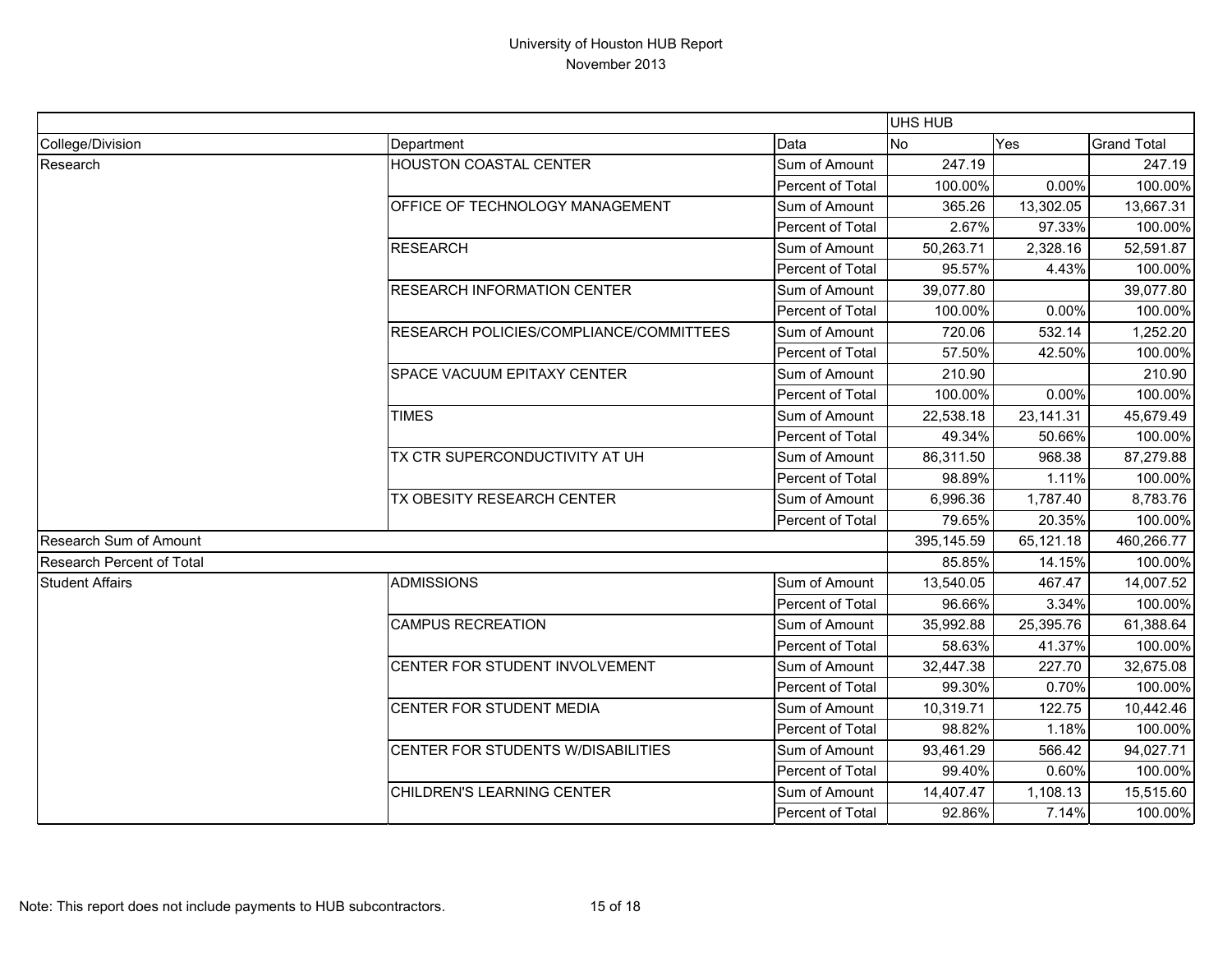# University of Houston HUB Report

November 2013

| | | | UHS HUB | | |
|---|---|---|---|---|---|
| College/Division | Department | Data | No | Yes | Grand Total |
| Research | HOUSTON COASTAL CENTER | Sum of Amount | 247.19 | | 247.19 |
| | | Percent of Total | 100.00% | 0.00% | 100.00% |
| | OFFICE OF TECHNOLOGY MANAGEMENT | Sum of Amount | 365.26 | 13,302.05 | 13,667.31 |
| | | Percent of Total | 2.67% | 97.33% | 100.00% |
| | RESEARCH | Sum of Amount | 50,263.71 | 2,328.16 | 52,591.87 |
| | | Percent of Total | 95.57% | 4.43% | 100.00% |
| | RESEARCH INFORMATION CENTER | Sum of Amount | 39,077.80 | | 39,077.80 |
| | | Percent of Total | 100.00% | 0.00% | 100.00% |
| | RESEARCH POLICIES/COMPLIANCE/COMMITTEES | Sum of Amount | 720.06 | 532.14 | 1,252.20 |
| | | Percent of Total | 57.50% | 42.50% | 100.00% |
| | SPACE VACUUM EPITAXY CENTER | Sum of Amount | 210.90 | | 210.90 |
| | | Percent of Total | 100.00% | 0.00% | 100.00% |
| | TIMES | Sum of Amount | 22,538.18 | 23,141.31 | 45,679.49 |
| | | Percent of Total | 49.34% | 50.66% | 100.00% |
| | TX CTR SUPERCONDUCTIVITY AT UH | Sum of Amount | 86,311.50 | 968.38 | 87,279.88 |
| | | Percent of Total | 98.89% | 1.11% | 100.00% |
| | TX OBESITY RESEARCH CENTER | Sum of Amount | 6,996.36 | 1,787.40 | 8,783.76 |
| | | Percent of Total | 79.65% | 20.35% | 100.00% |
| Research Sum of Amount | | | 395,145.59 | 65,121.18 | 460,266.77 |
| Research Percent of Total | | | 85.85% | 14.15% | 100.00% |
| Student Affairs | ADMISSIONS | Sum of Amount | 13,540.05 | 467.47 | 14,007.52 |
| | | Percent of Total | 96.66% | 3.34% | 100.00% |
| | CAMPUS RECREATION | Sum of Amount | 35,992.88 | 25,395.76 | 61,388.64 |
| | | Percent of Total | 58.63% | 41.37% | 100.00% |
| | CENTER FOR STUDENT INVOLVEMENT | Sum of Amount | 32,447.38 | 227.70 | 32,675.08 |
| | | Percent of Total | 99.30% | 0.70% | 100.00% |
| | CENTER FOR STUDENT MEDIA | Sum of Amount | 10,319.71 | 122.75 | 10,442.46 |
| | | Percent of Total | 98.82% | 1.18% | 100.00% |
| | CENTER FOR STUDENTS W/DISABILITIES | Sum of Amount | 93,461.29 | 566.42 | 94,027.71 |
| | | Percent of Total | 99.40% | 0.60% | 100.00% |
| | CHILDREN'S LEARNING CENTER | Sum of Amount | 14,407.47 | 1,108.13 | 15,515.60 |
| | | Percent of Total | 92.86% | 7.14% | 100.00% |

Note: This report does not include payments to HUB subcontractors.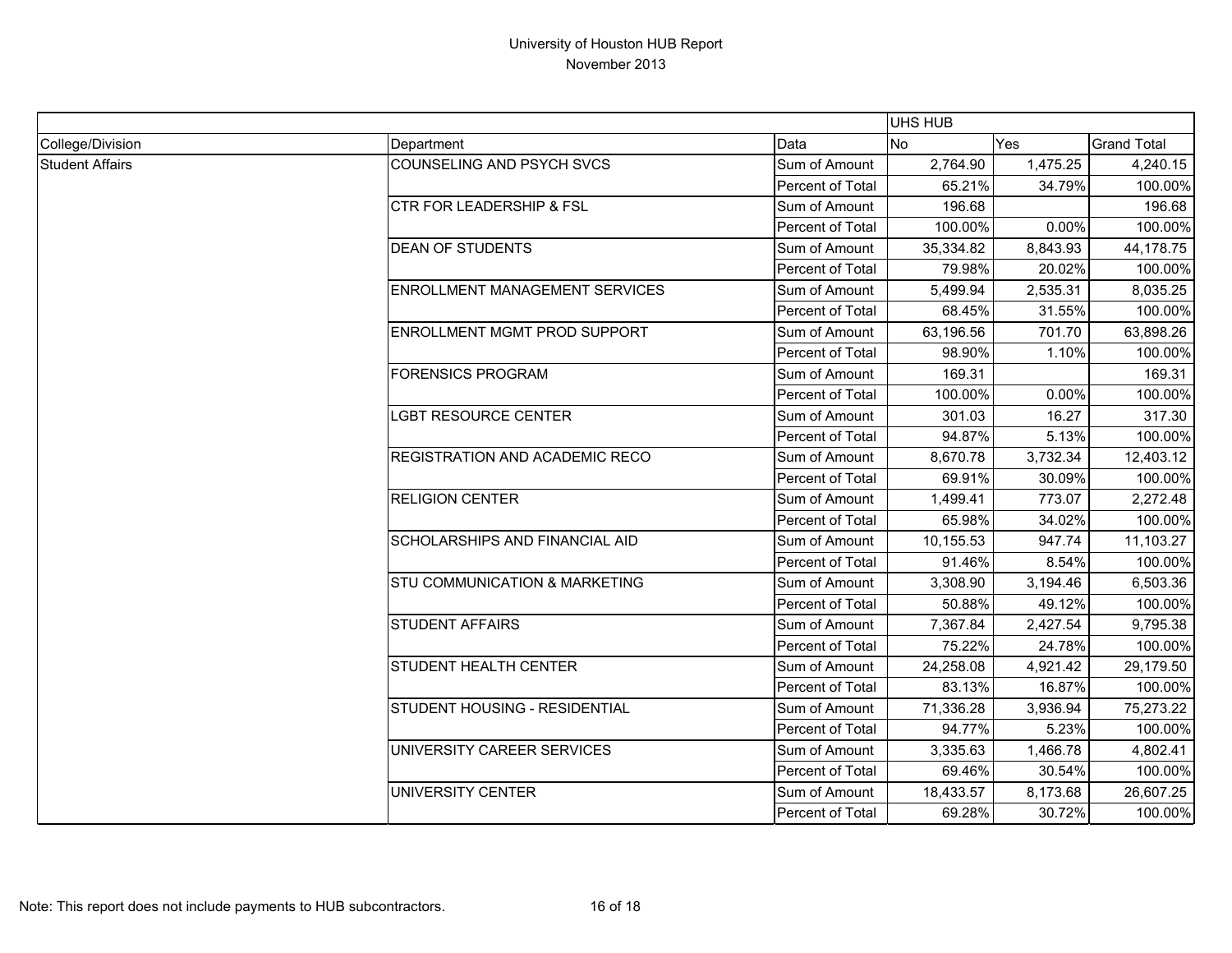# University of Houston HUB Report
November 2013

| | | | UHS HUB | | |
|---|---|---|---|---|---|
| College/Division | Department | Data | No | Yes | Grand Total |
| Student Affairs | COUNSELING AND PSYCH SVCS | Sum of Amount | 2,764.90 | 1,475.25 | 4,240.15 |
| | | Percent of Total | 65.21% | 34.79% | 100.00% |
| | CTR FOR LEADERSHIP & FSL | Sum of Amount | 196.68 | | 196.68 |
| | | Percent of Total | 100.00% | 0.00% | 100.00% |
| | DEAN OF STUDENTS | Sum of Amount | 35,334.82 | 8,843.93 | 44,178.75 |
| | | Percent of Total | 79.98% | 20.02% | 100.00% |
| | ENROLLMENT MANAGEMENT SERVICES | Sum of Amount | 5,499.94 | 2,535.31 | 8,035.25 |
| | | Percent of Total | 68.45% | 31.55% | 100.00% |
| | ENROLLMENT MGMT PROD SUPPORT | Sum of Amount | 63,196.56 | 701.70 | 63,898.26 |
| | | Percent of Total | 98.90% | 1.10% | 100.00% |
| | FORENSICS PROGRAM | Sum of Amount | 169.31 | | 169.31 |
| | | Percent of Total | 100.00% | 0.00% | 100.00% |
| | LGBT RESOURCE CENTER | Sum of Amount | 301.03 | 16.27 | 317.30 |
| | | Percent of Total | 94.87% | 5.13% | 100.00% |
| | REGISTRATION AND ACADEMIC RECO | Sum of Amount | 8,670.78 | 3,732.34 | 12,403.12 |
| | | Percent of Total | 69.91% | 30.09% | 100.00% |
| | RELIGION CENTER | Sum of Amount | 1,499.41 | 773.07 | 2,272.48 |
| | | Percent of Total | 65.98% | 34.02% | 100.00% |
| | SCHOLARSHIPS AND FINANCIAL AID | Sum of Amount | 10,155.53 | 947.74 | 11,103.27 |
| | | Percent of Total | 91.46% | 8.54% | 100.00% |
| | STU COMMUNICATION & MARKETING | Sum of Amount | 3,308.90 | 3,194.46 | 6,503.36 |
| | | Percent of Total | 50.88% | 49.12% | 100.00% |
| | STUDENT AFFAIRS | Sum of Amount | 7,367.84 | 2,427.54 | 9,795.38 |
| | | Percent of Total | 75.22% | 24.78% | 100.00% |
| | STUDENT HEALTH CENTER | Sum of Amount | 24,258.08 | 4,921.42 | 29,179.50 |
| | | Percent of Total | 83.13% | 16.87% | 100.00% |
| | STUDENT HOUSING - RESIDENTIAL | Sum of Amount | 71,336.28 | 3,936.94 | 75,273.22 |
| | | Percent of Total | 94.77% | 5.23% | 100.00% |
| | UNIVERSITY CAREER SERVICES | Sum of Amount | 3,335.63 | 1,466.78 | 4,802.41 |
| | | Percent of Total | 69.46% | 30.54% | 100.00% |
| | UNIVERSITY CENTER | Sum of Amount | 18,433.57 | 8,173.68 | 26,607.25 |
| | | Percent of Total | 69.28% | 30.72% | 100.00% |

Note: This report does not include payments to HUB subcontractors.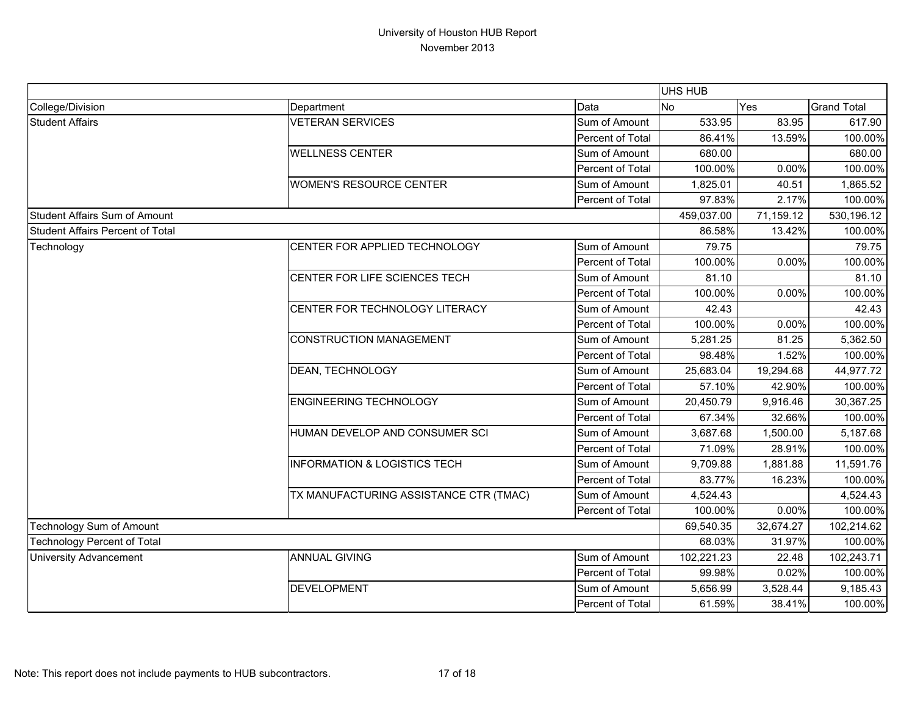University of Houston HUB Report
November 2013

| | | | UHS HUB | | |
|---|---|---|---|---|---|
| College/Division | Department | Data | No | Yes | Grand Total |
| Student Affairs | VETERAN SERVICES | Sum of Amount | 533.95 | 83.95 | 617.90 |
| | | Percent of Total | 86.41% | 13.59% | 100.00% |
| | WELLNESS CENTER | Sum of Amount | 680.00 | | 680.00 |
| | | Percent of Total | 100.00% | 0.00% | 100.00% |
| | WOMEN'S RESOURCE CENTER | Sum of Amount | 1,825.01 | 40.51 | 1,865.52 |
| | | Percent of Total | 97.83% | 2.17% | 100.00% |
| Student Affairs Sum of Amount | | | 459,037.00 | 71,159.12 | 530,196.12 |
| Student Affairs Percent of Total | | | 86.58% | 13.42% | 100.00% |
| Technology | CENTER FOR APPLIED TECHNOLOGY | Sum of Amount | 79.75 | | 79.75 |
| | | Percent of Total | 100.00% | 0.00% | 100.00% |
| | CENTER FOR LIFE SCIENCES TECH | Sum of Amount | 81.10 | | 81.10 |
| | | Percent of Total | 100.00% | 0.00% | 100.00% |
| | CENTER FOR TECHNOLOGY LITERACY | Sum of Amount | 42.43 | | 42.43 |
| | | Percent of Total | 100.00% | 0.00% | 100.00% |
| | CONSTRUCTION MANAGEMENT | Sum of Amount | 5,281.25 | 81.25 | 5,362.50 |
| | | Percent of Total | 98.48% | 1.52% | 100.00% |
| | DEAN, TECHNOLOGY | Sum of Amount | 25,683.04 | 19,294.68 | 44,977.72 |
| | | Percent of Total | 57.10% | 42.90% | 100.00% |
| | ENGINEERING TECHNOLOGY | Sum of Amount | 20,450.79 | 9,916.46 | 30,367.25 |
| | | Percent of Total | 67.34% | 32.66% | 100.00% |
| | HUMAN DEVELOP AND CONSUMER SCI | Sum of Amount | 3,687.68 | 1,500.00 | 5,187.68 |
| | | Percent of Total | 71.09% | 28.91% | 100.00% |
| | INFORMATION & LOGISTICS TECH | Sum of Amount | 9,709.88 | 1,881.88 | 11,591.76 |
| | | Percent of Total | 83.77% | 16.23% | 100.00% |
| | TX MANUFACTURING ASSISTANCE CTR (TMAC) | Sum of Amount | 4,524.43 | | 4,524.43 |
| | | Percent of Total | 100.00% | 0.00% | 100.00% |
| Technology Sum of Amount | | | 69,540.35 | 32,674.27 | 102,214.62 |
| Technology Percent of Total | | | 68.03% | 31.97% | 100.00% |
| University Advancement | ANNUAL GIVING | Sum of Amount | 102,221.23 | 22.48 | 102,243.71 |
| | | Percent of Total | 99.98% | 0.02% | 100.00% |
| | DEVELOPMENT | Sum of Amount | 5,656.99 | 3,528.44 | 9,185.43 |
| | | Percent of Total | 61.59% | 38.41% | 100.00% |

Note: This report does not include payments to HUB subcontractors.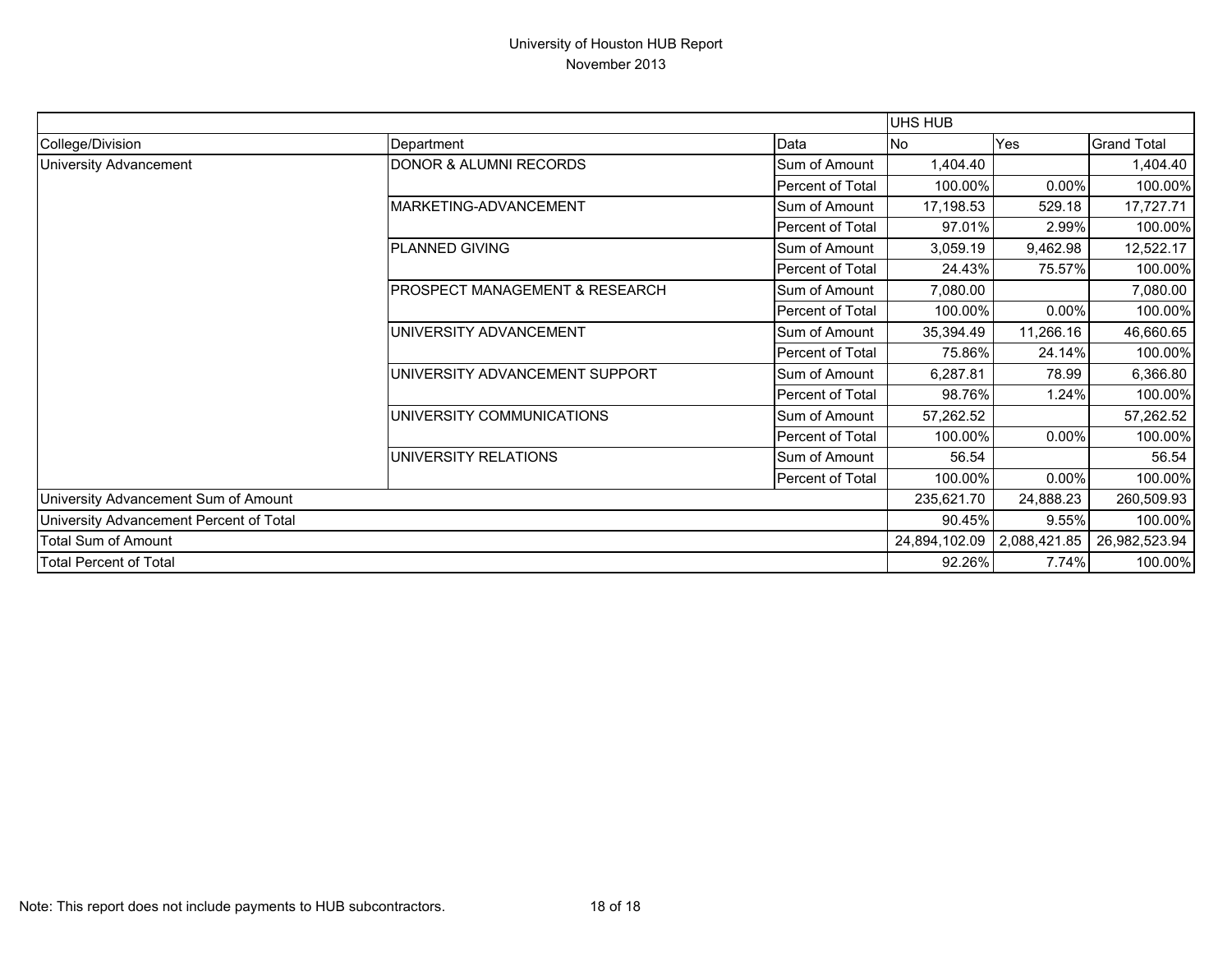University of Houston HUB Report
November 2013

| | | | UHS HUB | | |
|---|---|---|---|---|---|
| College/Division | Department | Data | No | Yes | Grand Total |
| University Advancement | DONOR & ALUMNI RECORDS | Sum of Amount | 1,404.40 | | 1,404.40 |
| | | Percent of Total | 100.00% | 0.00% | 100.00% |
| | MARKETING-ADVANCEMENT | Sum of Amount | 17,198.53 | 529.18 | 17,727.71 |
| | | Percent of Total | 97.01% | 2.99% | 100.00% |
| | PLANNED GIVING | Sum of Amount | 3,059.19 | 9,462.98 | 12,522.17 |
| | | Percent of Total | 24.43% | 75.57% | 100.00% |
| | PROSPECT MANAGEMENT & RESEARCH | Sum of Amount | 7,080.00 | | 7,080.00 |
| | | Percent of Total | 100.00% | 0.00% | 100.00% |
| | UNIVERSITY ADVANCEMENT | Sum of Amount | 35,394.49 | 11,266.16 | 46,660.65 |
| | | Percent of Total | 75.86% | 24.14% | 100.00% |
| | UNIVERSITY ADVANCEMENT SUPPORT | Sum of Amount | 6,287.81 | 78.99 | 6,366.80 |
| | | Percent of Total | 98.76% | 1.24% | 100.00% |
| | UNIVERSITY COMMUNICATIONS | Sum of Amount | 57,262.52 | | 57,262.52 |
| | | Percent of Total | 100.00% | 0.00% | 100.00% |
| | UNIVERSITY RELATIONS | Sum of Amount | 56.54 | | 56.54 |
| | | Percent of Total | 100.00% | 0.00% | 100.00% |
| University Advancement Sum of Amount | | | 235,621.70 | 24,888.23 | 260,509.93 |
| University Advancement Percent of Total | | | 90.45% | 9.55% | 100.00% |
| Total Sum of Amount | | | 24,894,102.09 | 2,088,421.85 | 26,982,523.94 |
| Total Percent of Total | | | 92.26% | 7.74% | 100.00% |

Note: This report does not include payments to HUB subcontractors.